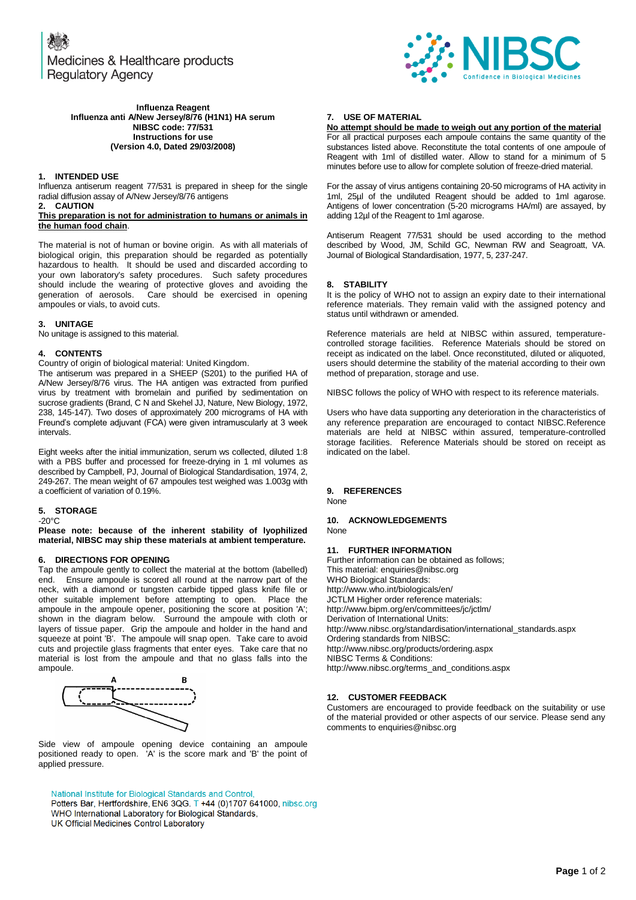Medicines & Healthcare products Regulatory Agency

NIBSC
Confidence in Biological Medicines

**Influenza Reagent**
**Influenza anti A/New Jersey/8/76 (H1N1) HA serum**
**NIBSC code: 77/531**
**Instructions for use**
**(Version 4.0, Dated 29/03/2008)**

## 1. INTENDED USE

Influenza antiserum reagent 77/531 is prepared in sheep for the single radial diffusion assay of A/New Jersey/8/76 antigens

## 2. CAUTION

**This preparation is not for administration to humans or animals in the human food chain**.

The material is not of human or bovine origin. As with all materials of biological origin, this preparation should be regarded as potentially hazardous to health. It should be used and discarded according to your own laboratory's safety procedures. Such safety procedures should include the wearing of protective gloves and avoiding the generation of aerosols. Care should be exercised in opening ampoules or vials, to avoid cuts.

## 3. UNITAGE

No unitage is assigned to this material.

## 4. CONTENTS

Country of origin of biological material: United Kingdom.

The antiserum was prepared in a SHEEP (S201) to the purified HA of A/New Jersey/8/76 virus. The HA antigen was extracted from purified virus by treatment with bromelain and purified by sedimentation on sucrose gradients (Brand, C N and Skehel JJ, Nature, New Biology, 1972, 238, 145-147). Two doses of approximately 200 micrograms of HA with Freund's complete adjuvant (FCA) were given intramuscularly at 3 week intervals.

Eight weeks after the initial immunization, serum ws collected, diluted 1:8 with a PBS buffer and processed for freeze-drying in 1 ml volumes as described by Campbell, PJ, Journal of Biological Standardisation, 1974, 2, 249-267. The mean weight of 67 ampoules test weighed was 1.003g with a coefficient of variation of 0.19%.

## 5. STORAGE

-20°C

**Please note: because of the inherent stability of lyophilized material, NIBSC may ship these materials at ambient temperature.**

## 6. DIRECTIONS FOR OPENING

Tap the ampoule gently to collect the material at the bottom (labelled) end. Ensure ampoule is scored all round at the narrow part of the neck, with a diamond or tungsten carbide tipped glass knife file or other suitable implement before attempting to open. Place the ampoule in the ampoule opener, positioning the score at position 'A'; shown in the diagram below. Surround the ampoule with cloth or layers of tissue paper. Grip the ampoule and holder in the hand and squeeze at point 'B'. The ampoule will snap open. Take care to avoid cuts and projectile glass fragments that enter eyes. Take care that no material is lost from the ampoule and that no glass falls into the ampoule.

Side view of ampoule opening device containing an ampoule positioned ready to open. 'A' is the score mark and 'B' the point of applied pressure.

## 7. USE OF MATERIAL

**No attempt should be made to weigh out any portion of the material**

For all practical purposes each ampoule contains the same quantity of the substances listed above. Reconstitute the total contents of one ampoule of Reagent with 1ml of distilled water. Allow to stand for a minimum of 5 minutes before use to allow for complete solution of freeze-dried material.

For the assay of virus antigens containing 20-50 micrograms of HA activity in 1ml, 25µl of the undiluted Reagent should be added to 1ml agarose. Antigens of lower concentration (5-20 micrograms HA/ml) are assayed, by adding 12µl of the Reagent to 1ml agarose.

Antiserum Reagent 77/531 should be used according to the method described by Wood, JM, Schild GC, Newman RW and Seagroatt, VA. Journal of Biological Standardisation, 1977, 5, 237-247.

## 8. STABILITY

It is the policy of WHO not to assign an expiry date to their international reference materials. They remain valid with the assigned potency and status until withdrawn or amended.

Reference materials are held at NIBSC within assured, temperature-controlled storage facilities. Reference Materials should be stored on receipt as indicated on the label. Once reconstituted, diluted or aliquoted, users should determine the stability of the material according to their own method of preparation, storage and use.

NIBSC follows the policy of WHO with respect to its reference materials.

Users who have data supporting any deterioration in the characteristics of any reference preparation are encouraged to contact NIBSC.Reference materials are held at NIBSC within assured, temperature-controlled storage facilities. Reference Materials should be stored on receipt as indicated on the label.

## 9. REFERENCES

None

## 10. ACKNOWLEDGEMENTS

None

## 11. FURTHER INFORMATION

Further information can be obtained as follows;
This material: enquiries@nibsc.org
WHO Biological Standards:
http://www.who.int/biologicals/en/
JCTLM Higher order reference materials:
http://www.bipm.org/en/committees/jc/jctlm/
Derivation of International Units:
http://www.nibsc.org/standardisation/international_standards.aspx
Ordering standards from NIBSC:
http://www.nibsc.org/products/ordering.aspx
NIBSC Terms & Conditions:
http://www.nibsc.org/terms_and_conditions.aspx

## 12. CUSTOMER FEEDBACK

Customers are encouraged to provide feedback on the suitability or use of the material provided or other aspects of our service. Please send any comments to enquiries@nibsc.org

National Institute for Biological Standards and Control,
Potters Bar, Hertfordshire, EN6 3QG. T +44 (0)1707 641000, nibsc.org
WHO International Laboratory for Biological Standards,
UK Official Medicines Control Laboratory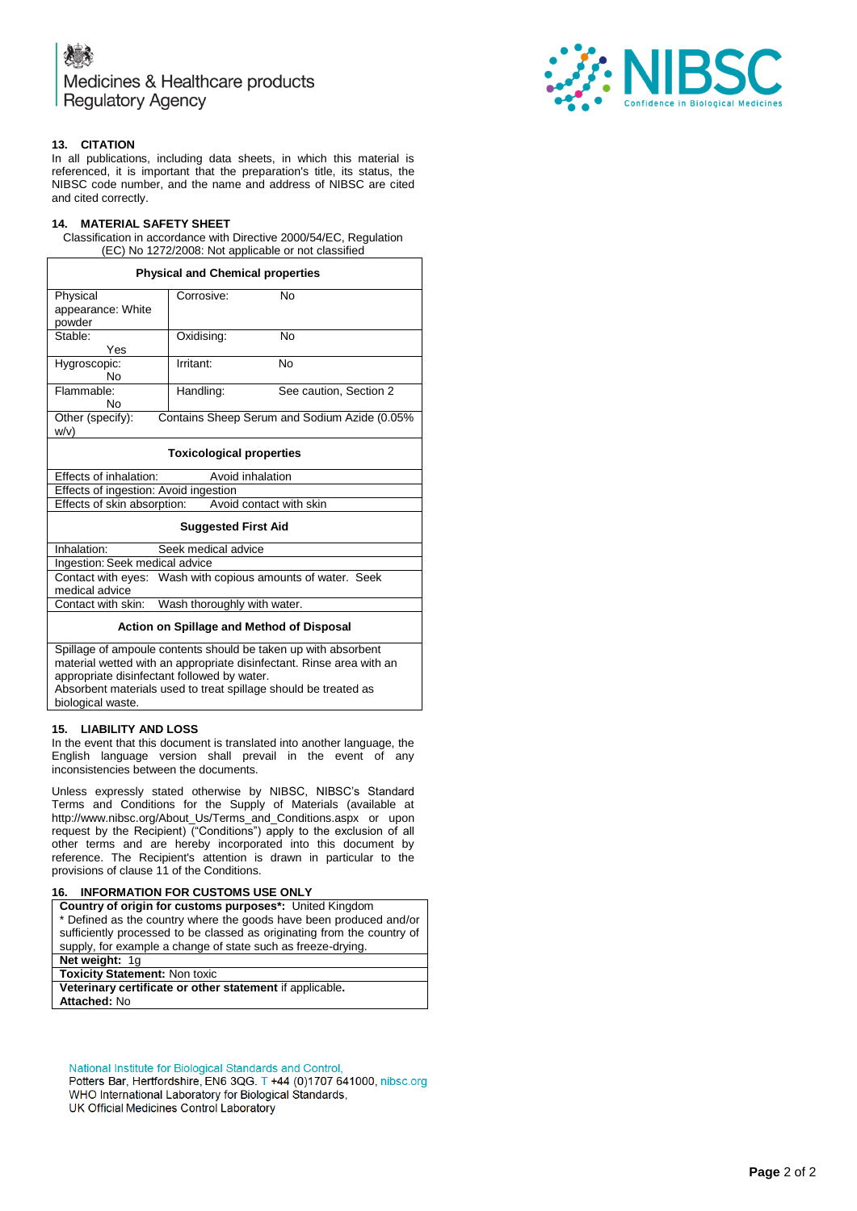## 13. CITATION

In all publications, including data sheets, in which this material is referenced, it is important that the preparation's title, its status, the NIBSC code number, and the name and address of NIBSC are cited and cited correctly.

## 14. MATERIAL SAFETY SHEET

Classification in accordance with Directive 2000/54/EC, Regulation (EC) No 1272/2008: Not applicable or not classified

| Physical and Chemical properties | | |
|---|---|---|
| Physical appearance: White powder | Corrosive: | No |
| Stable: Yes | Oxidising: | No |
| Hygroscopic: No | Irritant: | No |
| Flammable: No | Handling: | See caution, Section 2 |
| Other (specify): Contains Sheep Serum and Sodium Azide (0.05% w/v) | | |

| Toxicological properties | |
|---|---|
| Effects of inhalation: | Avoid inhalation |
| Effects of ingestion: | Avoid ingestion |
| Effects of skin absorption: | Avoid contact with skin |

| Suggested First Aid | |
|---|---|
| Inhalation: | Seek medical advice |
| Ingestion: | Seek medical advice |
| Contact with eyes: | Wash with copious amounts of water. Seek medical advice |
| Contact with skin: | Wash thoroughly with water. |

| Action on Spillage and Method of Disposal |
|---|
| Spillage of ampoule contents should be taken up with absorbent material wetted with an appropriate disinfectant. Rinse area with an appropriate disinfectant followed by water. Absorbent materials used to treat spillage should be treated as biological waste. |

## 15. LIABILITY AND LOSS

In the event that this document is translated into another language, the English language version shall prevail in the event of any inconsistencies between the documents.

Unless expressly stated otherwise by NIBSC, NIBSC's Standard Terms and Conditions for the Supply of Materials (available at http://www.nibsc.org/About_Us/Terms_and_Conditions.aspx or upon request by the Recipient) ("Conditions") apply to the exclusion of all other terms and are hereby incorporated into this document by reference. The Recipient's attention is drawn in particular to the provisions of clause 11 of the Conditions.

## 16. INFORMATION FOR CUSTOMS USE ONLY

| |
|---|
| **Country of origin for customs purposes*:** United Kingdom<br>* Defined as the country where the goods have been produced and/or sufficiently processed to be classed as originating from the country of supply, for example a change of state such as freeze-drying. |
| **Net weight:** 1g |
| **Toxicity Statement:** Non toxic |
| **Veterinary certificate or other statement** if applicable.<br>**Attached:** No |

National Institute for Biological Standards and Control,
Potters Bar, Hertfordshire, EN6 3QG. T +44 (0)1707 641000, nibsc.org
WHO International Laboratory for Biological Standards,
UK Official Medicines Control Laboratory